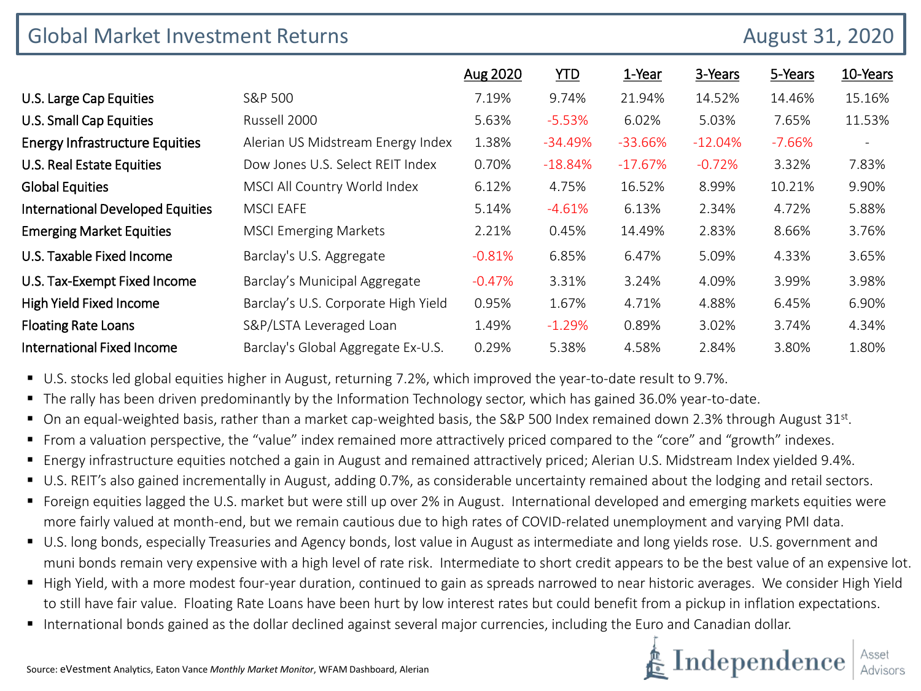# Global Market Investment Returns

August 31, 2020

| | | Aug 2020 | YTD | 1-Year | 3-Years | 5-Years | 10-Years |
|---|---|---|---|---|---|---|---|
| U.S. Large Cap Equities | S&P 500 | 7.19% | 9.74% | 21.94% | 14.52% | 14.46% | 15.16% |
| U.S. Small Cap Equities | Russell 2000 | 5.63% | -5.53% | 6.02% | 5.03% | 7.65% | 11.53% |
| Energy Infrastructure Equities | Alerian US Midstream Energy Index | 1.38% | -34.49% | -33.66% | -12.04% | -7.66% | - |
| U.S. Real Estate Equities | Dow Jones U.S. Select REIT Index | 0.70% | -18.84% | -17.67% | -0.72% | 3.32% | 7.83% |
| Global Equities | MSCI All Country World Index | 6.12% | 4.75% | 16.52% | 8.99% | 10.21% | 9.90% |
| International Developed Equities | MSCI EAFE | 5.14% | -4.61% | 6.13% | 2.34% | 4.72% | 5.88% |
| Emerging Market Equities | MSCI Emerging Markets | 2.21% | 0.45% | 14.49% | 2.83% | 8.66% | 3.76% |
| U.S. Taxable Fixed Income | Barclay's U.S. Aggregate | -0.81% | 6.85% | 6.47% | 5.09% | 4.33% | 3.65% |
| U.S. Tax-Exempt Fixed Income | Barclay's Municipal Aggregate | -0.47% | 3.31% | 3.24% | 4.09% | 3.99% | 3.98% |
| High Yield Fixed Income | Barclay's U.S. Corporate High Yield | 0.95% | 1.67% | 4.71% | 4.88% | 6.45% | 6.90% |
| Floating Rate Loans | S&P/LSTA Leveraged Loan | 1.49% | -1.29% | 0.89% | 3.02% | 3.74% | 4.34% |
| International Fixed Income | Barclay's Global Aggregate Ex-U.S. | 0.29% | 5.38% | 4.58% | 2.84% | 3.80% | 1.80% |

- U.S. stocks led global equities higher in August, returning 7.2%, which improved the year-to-date result to 9.7%.
- The rally has been driven predominantly by the Information Technology sector, which has gained 36.0% year-to-date.
- On an equal-weighted basis, rather than a market cap-weighted basis, the S&P 500 Index remained down 2.3% through August 31st.
- From a valuation perspective, the "value" index remained more attractively priced compared to the "core" and "growth" indexes.
- Energy infrastructure equities notched a gain in August and remained attractively priced; Alerian U.S. Midstream Index yielded 9.4%.
- U.S. REIT's also gained incrementally in August, adding 0.7%, as considerable uncertainty remained about the lodging and retail sectors.
- Foreign equities lagged the U.S. market but were still up over 2% in August. International developed and emerging markets equities were more fairly valued at month-end, but we remain cautious due to high rates of COVID-related unemployment and varying PMI data.
- U.S. long bonds, especially Treasuries and Agency bonds, lost value in August as intermediate and long yields rose. U.S. government and muni bonds remain very expensive with a high level of rate risk. Intermediate to short credit appears to be the best value of an expensive lot.
- High Yield, with a more modest four-year duration, continued to gain as spreads narrowed to near historic averages. We consider High Yield to still have fair value. Floating Rate Loans have been hurt by low interest rates but could benefit from a pickup in inflation expectations.
- International bonds gained as the dollar declined against several major currencies, including the Euro and Canadian dollar.

Source: eVestment Analytics, Eaton Vance *Monthly Market Monitor*, WFAM Dashboard, Alerian

Independence | Asset Advisors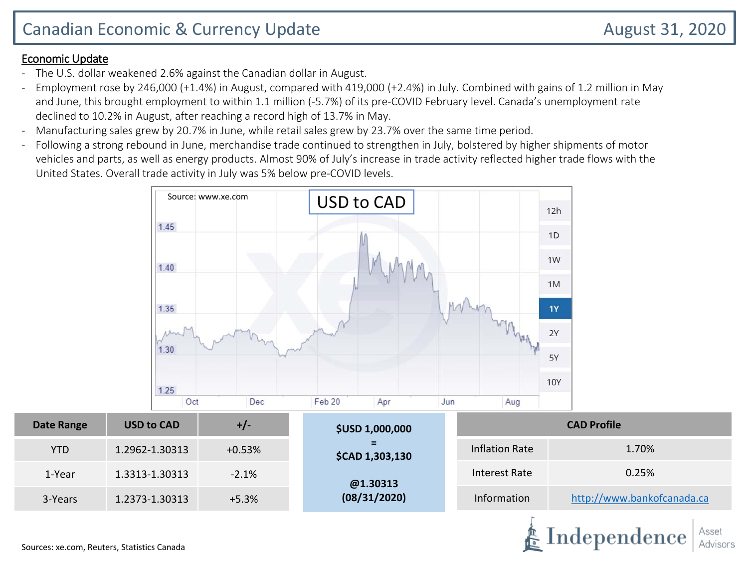# Canadian Economic & Currency Update

August 31, 2020

## Economic Update

- The U.S. dollar weakened 2.6% against the Canadian dollar in August.
- Employment rose by 246,000 (+1.4%) in August, compared with 419,000 (+2.4%) in July. Combined with gains of 1.2 million in May and June, this brought employment to within 1.1 million (-5.7%) of its pre-COVID February level. Canada's unemployment rate declined to 10.2% in August, after reaching a record high of 13.7% in May.
- Manufacturing sales grew by 20.7% in June, while retail sales grew by 23.7% over the same time period.
- Following a strong rebound in June, merchandise trade continued to strengthen in July, bolstered by higher shipments of motor vehicles and parts, as well as energy products. Almost 90% of July's increase in trade activity reflected higher trade flows with the United States. Overall trade activity in July was 5% below pre-COVID levels.

Source: www.xe.com

USD to CAD

| Date Range | USD to CAD | +/- |
|---|---|---|
| YTD | 1.2962-1.30313 | +0.53% |
| 1-Year | 1.3313-1.30313 | -2.1% |
| 3-Years | 1.2373-1.30313 | +5.3% |

**$USD 1,000,000**
**=**
**$CAD 1,303,130**

**@1.30313**
**(08/31/2020)**

| CAD Profile | |
|---|---|
| Inflation Rate | 1.70% |
| Interest Rate | 0.25% |
| Information | http://www.bankofcanada.ca |

Sources: xe.com, Reuters, Statistics Canada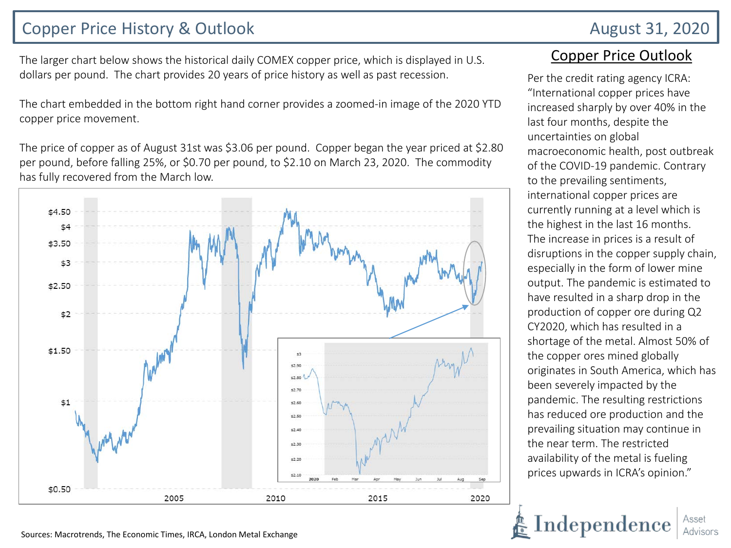# Copper Price History & Outlook

August 31, 2020

The larger chart below shows the historical daily COMEX copper price, which is displayed in U.S. dollars per pound. The chart provides 20 years of price history as well as past recession.

The chart embedded in the bottom right hand corner provides a zoomed-in image of the 2020 YTD copper price movement.

The price of copper as of August 31st was $3.06 per pound. Copper began the year priced at $2.80 per pound, before falling 25%, or $0.70 per pound, to $2.10 on March 23, 2020. The commodity has fully recovered from the March low.

## Copper Price Outlook

Per the credit rating agency ICRA: "International copper prices have increased sharply by over 40% in the last four months, despite the uncertainties on global macroeconomic health, post outbreak of the COVID-19 pandemic. Contrary to the prevailing sentiments, international copper prices are currently running at a level which is the highest in the last 16 months. The increase in prices is a result of disruptions in the copper supply chain, especially in the form of lower mine output. The pandemic is estimated to have resulted in a sharp drop in the production of copper ore during Q2 CY2020, which has resulted in a shortage of the metal. Almost 50% of the copper ores mined globally originates in South America, which has been severely impacted by the pandemic. The resulting restrictions has reduced ore production and the prevailing situation may continue in the near term. The restricted availability of the metal is fueling prices upwards in ICRA's opinion."

Sources: Macrotrends, The Economic Times, IRCA, London Metal Exchange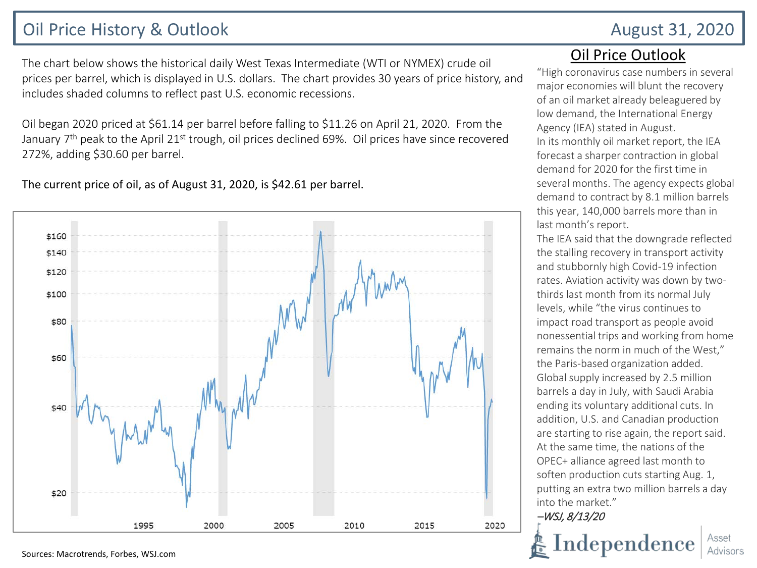# Oil Price History & Outlook

August 31, 2020

The chart below shows the historical daily West Texas Intermediate (WTI or NYMEX) crude oil prices per barrel, which is displayed in U.S. dollars. The chart provides 30 years of price history, and includes shaded columns to reflect past U.S. economic recessions.

Oil began 2020 priced at $61.14 per barrel before falling to $11.26 on April 21, 2020. From the January 7th peak to the April 21st trough, oil prices declined 69%. Oil prices have since recovered 272%, adding $30.60 per barrel.

The current price of oil, as of August 31, 2020, is $42.61 per barrel.

$160
$140
$120
$100
$80
$60
$40
$20
1995
2000
2005
2010
2015
2020

## Oil Price Outlook

"High coronavirus case numbers in several major economies will blunt the recovery of an oil market already beleaguered by low demand, the International Energy Agency (IEA) stated in August.

In its monthly oil market report, the IEA forecast a sharper contraction in global demand for 2020 for the first time in several months. The agency expects global demand to contract by 8.1 million barrels this year, 140,000 barrels more than in last month's report.

The IEA said that the downgrade reflected the stalling recovery in transport activity and stubbornly high Covid-19 infection rates. Aviation activity was down by two-thirds last month from its normal July levels, while "the virus continues to impact road transport as people avoid nonessential trips and working from home remains the norm in much of the West," the Paris-based organization added.

Global supply increased by 2.5 million barrels a day in July, with Saudi Arabia ending its voluntary additional cuts. In addition, U.S. and Canadian production are starting to rise again, the report said.

At the same time, the nations of the OPEC+ alliance agreed last month to soften production cuts starting Aug. 1, putting an extra two million barrels a day into the market."

*–WSJ, 8/13/20*

Sources: Macrotrends, Forbes, WSJ.com

Independence Asset Advisors